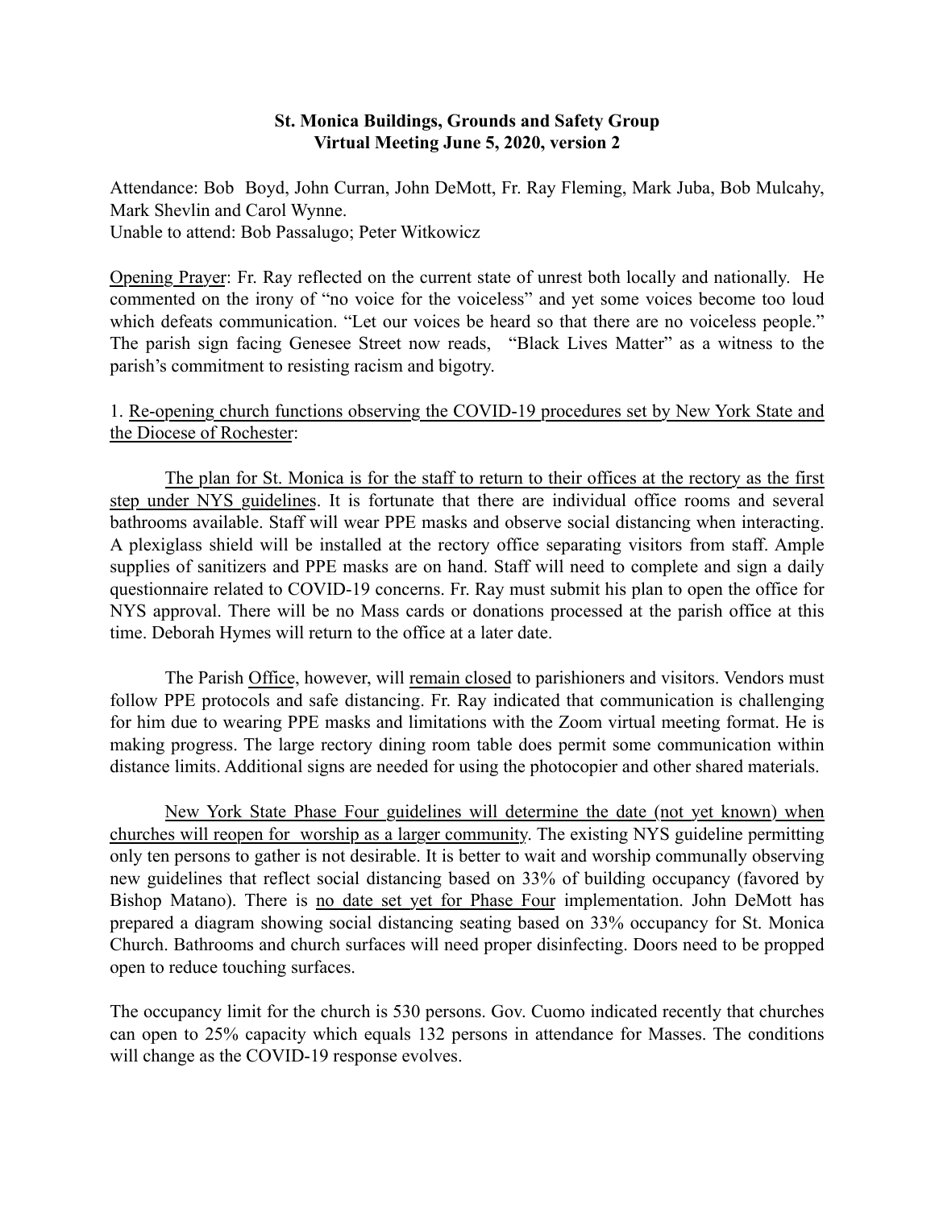**St. Monica Buildings, Grounds and Safety Group**
**Virtual Meeting June 5, 2020, version 2**

Attendance: Bob Boyd, John Curran, John DeMott, Fr. Ray Fleming, Mark Juba, Bob Mulcahy, Mark Shevlin and Carol Wynne.
Unable to attend: Bob Passalugo; Peter Witkowicz

<u>Opening Prayer</u>: Fr. Ray reflected on the current state of unrest both locally and nationally. He commented on the irony of "no voice for the voiceless" and yet some voices become too loud which defeats communication. "Let our voices be heard so that there are no voiceless people." The parish sign facing Genesee Street now reads, "Black Lives Matter" as a witness to the parish's commitment to resisting racism and bigotry.

1. <u>Re-opening church functions observing the COVID-19 procedures set by New York State and the Diocese of Rochester</u>:

<u>The plan for St. Monica is for the staff to return to their offices at the rectory as the first step under NYS guidelines</u>. It is fortunate that there are individual office rooms and several bathrooms available. Staff will wear PPE masks and observe social distancing when interacting. A plexiglass shield will be installed at the rectory office separating visitors from staff. Ample supplies of sanitizers and PPE masks are on hand. Staff will need to complete and sign a daily questionnaire related to COVID-19 concerns. Fr. Ray must submit his plan to open the office for NYS approval. There will be no Mass cards or donations processed at the parish office at this time. Deborah Hymes will return to the office at a later date.

The Parish <u>Office</u>, however, will <u>remain closed</u> to parishioners and visitors. Vendors must follow PPE protocols and safe distancing. Fr. Ray indicated that communication is challenging for him due to wearing PPE masks and limitations with the Zoom virtual meeting format. He is making progress. The large rectory dining room table does permit some communication within distance limits. Additional signs are needed for using the photocopier and other shared materials.

<u>New York State Phase Four guidelines will determine the date (not yet known) when churches will reopen for worship as a larger community</u>. The existing NYS guideline permitting only ten persons to gather is not desirable. It is better to wait and worship communally observing new guidelines that reflect social distancing based on 33% of building occupancy (favored by Bishop Matano). There is <u>no date set yet for Phase Four</u> implementation. John DeMott has prepared a diagram showing social distancing seating based on 33% occupancy for St. Monica Church. Bathrooms and church surfaces will need proper disinfecting. Doors need to be propped open to reduce touching surfaces.

The occupancy limit for the church is 530 persons. Gov. Cuomo indicated recently that churches can open to 25% capacity which equals 132 persons in attendance for Masses. The conditions will change as the COVID-19 response evolves.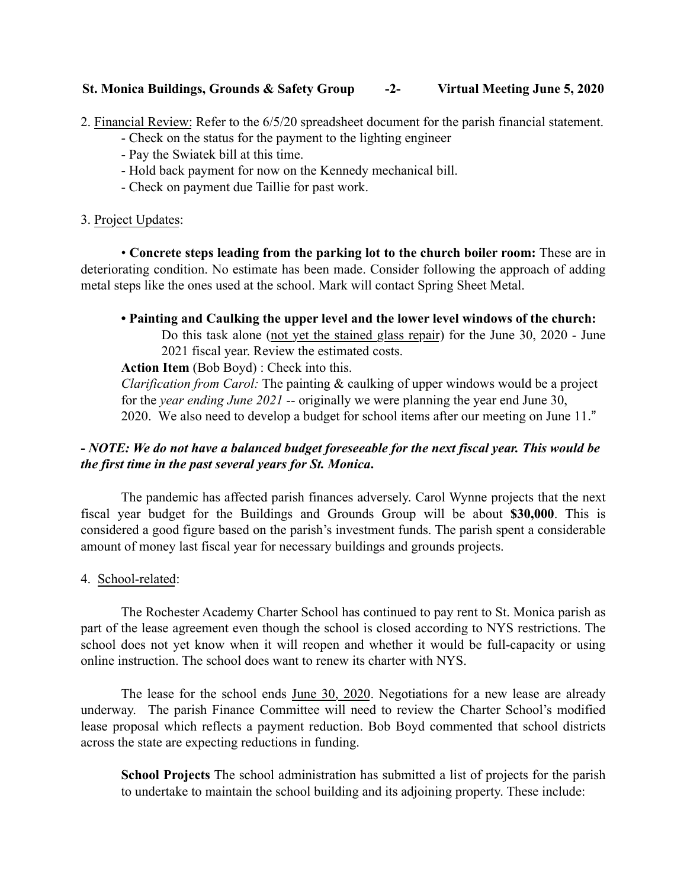2. <u>Financial Review:</u> Refer to the 6/5/20 spreadsheet document for the parish financial statement.

- Check on the status for the payment to the lighting engineer
- Pay the Swiatek bill at this time.
- Hold back payment for now on the Kennedy mechanical bill.
- Check on payment due Taillie for past work.

3. <u>Project Updates</u>:

• **Concrete steps leading from the parking lot to the church boiler room:** These are in deteriorating condition. No estimate has been made. Consider following the approach of adding metal steps like the ones used at the school. Mark will contact Spring Sheet Metal.

**• Painting and Caulking the upper level and the lower level windows of the church:**

Do this task alone (<u>not yet the stained glass repair</u>) for the June 30, 2020 - June 2021 fiscal year. Review the estimated costs.

**Action Item** (Bob Boyd) : Check into this.

*Clarification from Carol:* The painting & caulking of upper windows would be a project for the *year ending June 2021* -- originally we were planning the year end June 30, 2020. We also need to develop a budget for school items after our meeting on June 11."

***- NOTE: We do not have a balanced budget foreseeable for the next fiscal year. This would be the first time in the past several years for St. Monica.***

The pandemic has affected parish finances adversely. Carol Wynne projects that the next fiscal year budget for the Buildings and Grounds Group will be about **$30,000**. This is considered a good figure based on the parish's investment funds. The parish spent a considerable amount of money last fiscal year for necessary buildings and grounds projects.

4. <u>School-related</u>:

The Rochester Academy Charter School has continued to pay rent to St. Monica parish as part of the lease agreement even though the school is closed according to NYS restrictions. The school does not yet know when it will reopen and whether it would be full-capacity or using online instruction. The school does want to renew its charter with NYS.

The lease for the school ends <u>June 30, 2020</u>. Negotiations for a new lease are already underway. The parish Finance Committee will need to review the Charter School's modified lease proposal which reflects a payment reduction. Bob Boyd commented that school districts across the state are expecting reductions in funding.

**School Projects** The school administration has submitted a list of projects for the parish to undertake to maintain the school building and its adjoining property. These include: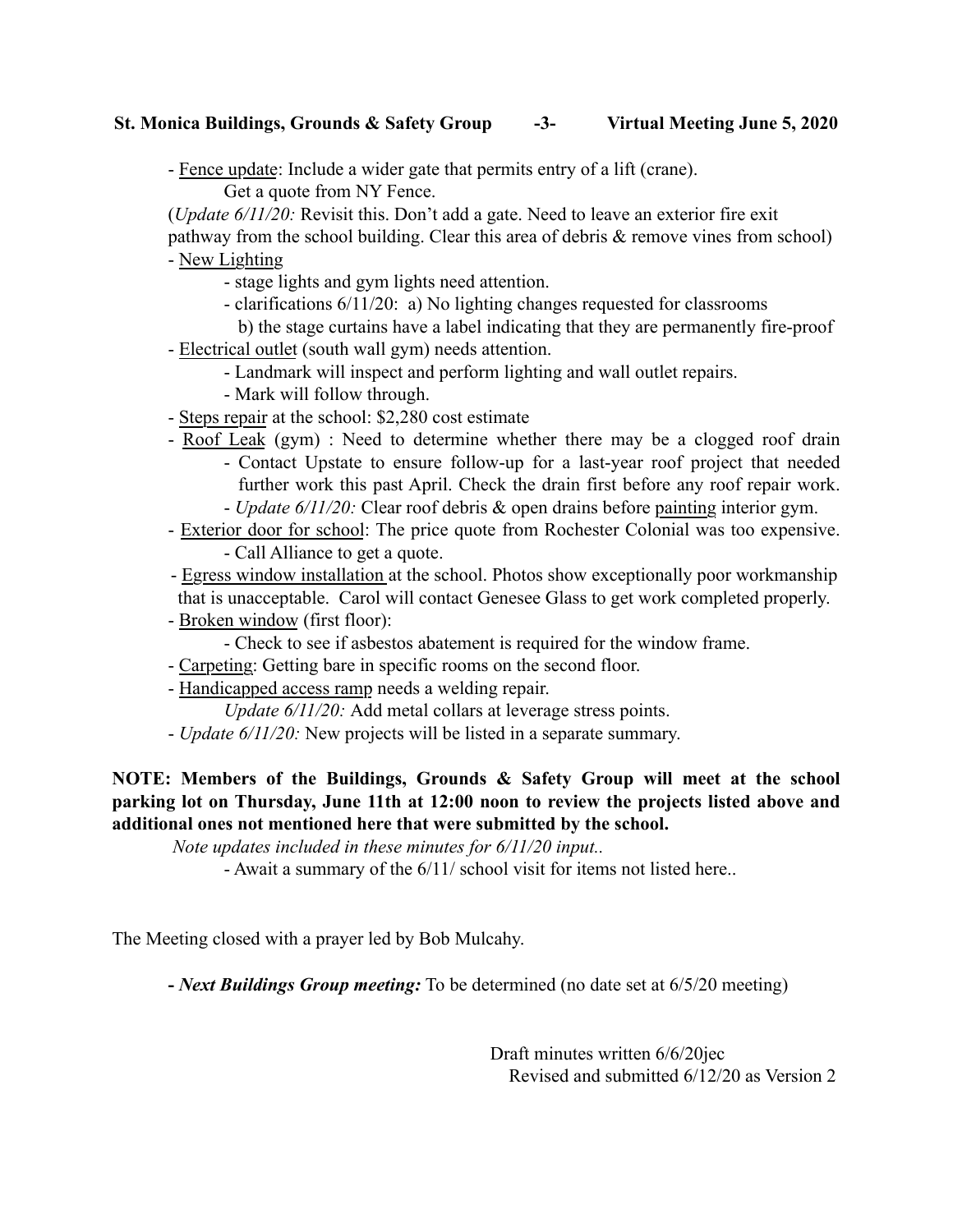- Fence update: Include a wider gate that permits entry of a lift (crane).
  - Get a quote from NY Fence.

(*Update 6/11/20:* Revisit this. Don't add a gate. Need to leave an exterior fire exit pathway from the school building. Clear this area of debris & remove vines from school)

- New Lighting
  - stage lights and gym lights need attention.
  - clarifications 6/11/20: a) No lighting changes requested for classrooms
    b) the stage curtains have a label indicating that they are permanently fire-proof
- Electrical outlet (south wall gym) needs attention.
  - Landmark will inspect and perform lighting and wall outlet repairs.
  - Mark will follow through.
- Steps repair at the school: $2,280 cost estimate
- Roof Leak (gym) : Need to determine whether there may be a clogged roof drain
  - Contact Upstate to ensure follow-up for a last-year roof project that needed further work this past April. Check the drain first before any roof repair work.
  - *Update 6/11/20:* Clear roof debris & open drains before painting interior gym.
- Exterior door for school: The price quote from Rochester Colonial was too expensive.
  - Call Alliance to get a quote.
- Egress window installation at the school. Photos show exceptionally poor workmanship that is unacceptable. Carol will contact Genesee Glass to get work completed properly.
- Broken window (first floor):
  - Check to see if asbestos abatement is required for the window frame.
- Carpeting: Getting bare in specific rooms on the second floor.
- Handicapped access ramp needs a welding repair.
  - *Update 6/11/20:* Add metal collars at leverage stress points.
- *Update 6/11/20:* New projects will be listed in a separate summary.

**NOTE: Members of the Buildings, Grounds & Safety Group will meet at the school parking lot on Thursday, June 11th at 12:00 noon to review the projects listed above and additional ones not mentioned here that were submitted by the school.**

*Note updates included in these minutes for 6/11/20 input..*

- Await a summary of the 6/11/ school visit for items not listed here..

The Meeting closed with a prayer led by Bob Mulcahy.

**-** ***Next Buildings Group meeting:*** To be determined (no date set at 6/5/20 meeting)

Draft minutes written 6/6/20jec
Revised and submitted 6/12/20 as Version 2